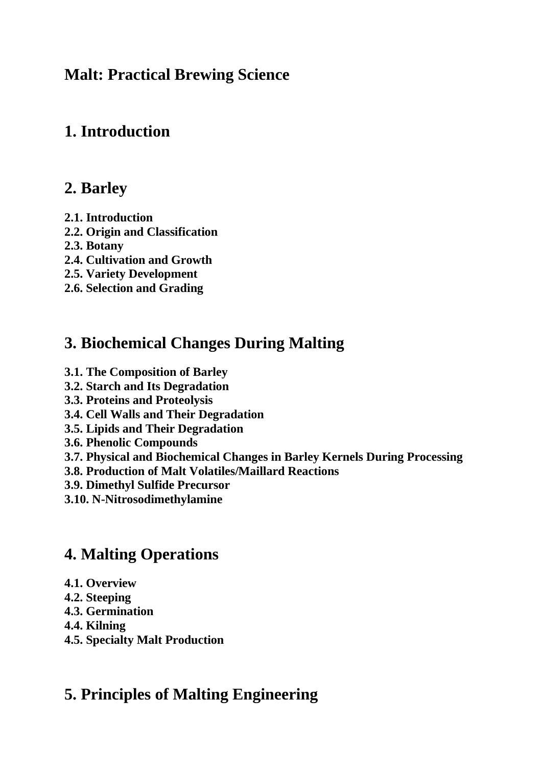# Malt: Practical Brewing Science

## 1. Introduction

## 2. Barley

**2.1. Introduction**
**2.2. Origin and Classification**
**2.3. Botany**
**2.4. Cultivation and Growth**
**2.5. Variety Development**
**2.6. Selection and Grading**

## 3. Biochemical Changes During Malting

**3.1. The Composition of Barley**
**3.2. Starch and Its Degradation**
**3.3. Proteins and Proteolysis**
**3.4. Cell Walls and Their Degradation**
**3.5. Lipids and Their Degradation**
**3.6. Phenolic Compounds**
**3.7. Physical and Biochemical Changes in Barley Kernels During Processing**
**3.8. Production of Malt Volatiles/Maillard Reactions**
**3.9. Dimethyl Sulfide Precursor**
**3.10. N-Nitrosodimethylamine**

## 4. Malting Operations

**4.1. Overview**
**4.2. Steeping**
**4.3. Germination**
**4.4. Kilning**
**4.5. Specialty Malt Production**

## 5. Principles of Malting Engineering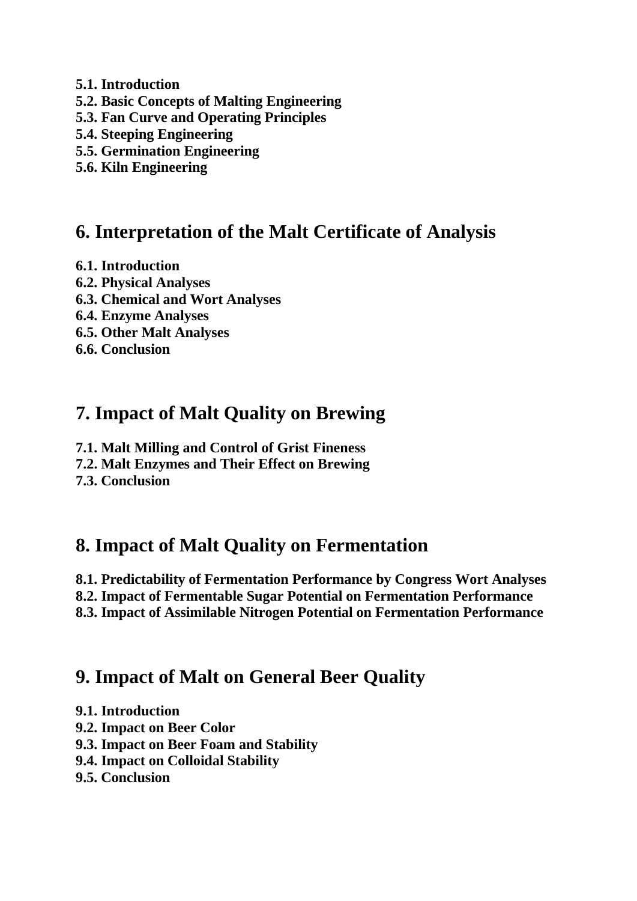**5.1. Introduction**
**5.2. Basic Concepts of Malting Engineering**
**5.3. Fan Curve and Operating Principles**
**5.4. Steeping Engineering**
**5.5. Germination Engineering**
**5.6. Kiln Engineering**

## 6. Interpretation of the Malt Certificate of Analysis

**6.1. Introduction**
**6.2. Physical Analyses**
**6.3. Chemical and Wort Analyses**
**6.4. Enzyme Analyses**
**6.5. Other Malt Analyses**
**6.6. Conclusion**

## 7. Impact of Malt Quality on Brewing

**7.1. Malt Milling and Control of Grist Fineness**
**7.2. Malt Enzymes and Their Effect on Brewing**
**7.3. Conclusion**

## 8. Impact of Malt Quality on Fermentation

**8.1. Predictability of Fermentation Performance by Congress Wort Analyses**
**8.2. Impact of Fermentable Sugar Potential on Fermentation Performance**
**8.3. Impact of Assimilable Nitrogen Potential on Fermentation Performance**

## 9. Impact of Malt on General Beer Quality

**9.1. Introduction**
**9.2. Impact on Beer Color**
**9.3. Impact on Beer Foam and Stability**
**9.4. Impact on Colloidal Stability**
**9.5. Conclusion**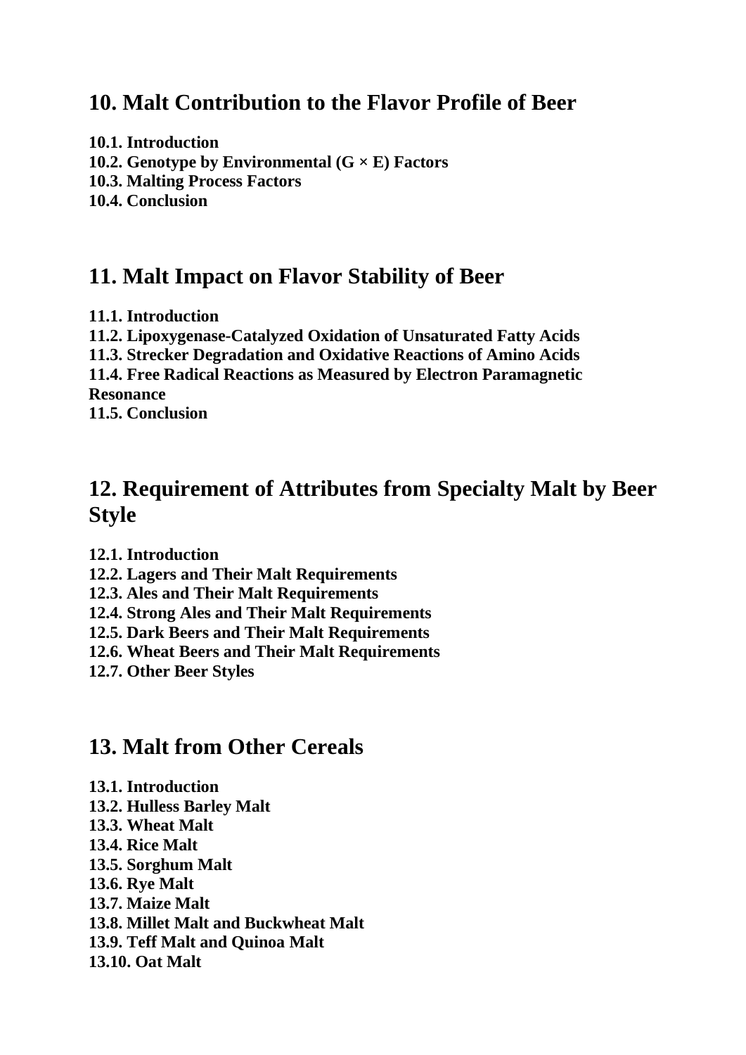## 10. Malt Contribution to the Flavor Profile of Beer

**10.1. Introduction**
**10.2. Genotype by Environmental (G × E) Factors**
**10.3. Malting Process Factors**
**10.4. Conclusion**

## 11. Malt Impact on Flavor Stability of Beer

**11.1. Introduction**
**11.2. Lipoxygenase-Catalyzed Oxidation of Unsaturated Fatty Acids**
**11.3. Strecker Degradation and Oxidative Reactions of Amino Acids**
**11.4. Free Radical Reactions as Measured by Electron Paramagnetic Resonance**
**11.5. Conclusion**

## 12. Requirement of Attributes from Specialty Malt by Beer Style

**12.1. Introduction**
**12.2. Lagers and Their Malt Requirements**
**12.3. Ales and Their Malt Requirements**
**12.4. Strong Ales and Their Malt Requirements**
**12.5. Dark Beers and Their Malt Requirements**
**12.6. Wheat Beers and Their Malt Requirements**
**12.7. Other Beer Styles**

## 13. Malt from Other Cereals

**13.1. Introduction**
**13.2. Hulless Barley Malt**
**13.3. Wheat Malt**
**13.4. Rice Malt**
**13.5. Sorghum Malt**
**13.6. Rye Malt**
**13.7. Maize Malt**
**13.8. Millet Malt and Buckwheat Malt**
**13.9. Teff Malt and Quinoa Malt**
**13.10. Oat Malt**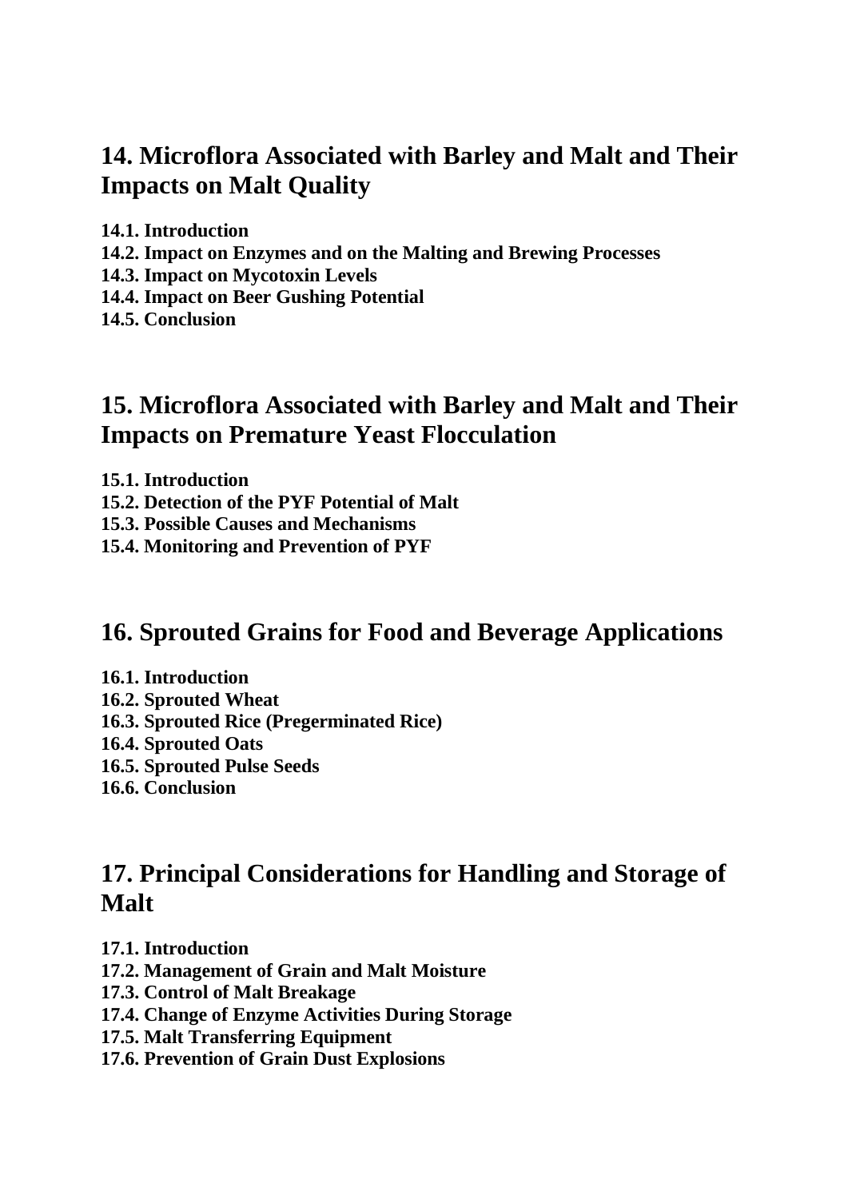## 14. Microflora Associated with Barley and Malt and Their Impacts on Malt Quality

**14.1. Introduction**
**14.2. Impact on Enzymes and on the Malting and Brewing Processes**
**14.3. Impact on Mycotoxin Levels**
**14.4. Impact on Beer Gushing Potential**
**14.5. Conclusion**

## 15. Microflora Associated with Barley and Malt and Their Impacts on Premature Yeast Flocculation

**15.1. Introduction**
**15.2. Detection of the PYF Potential of Malt**
**15.3. Possible Causes and Mechanisms**
**15.4. Monitoring and Prevention of PYF**

## 16. Sprouted Grains for Food and Beverage Applications

**16.1. Introduction**
**16.2. Sprouted Wheat**
**16.3. Sprouted Rice (Pregerminated Rice)**
**16.4. Sprouted Oats**
**16.5. Sprouted Pulse Seeds**
**16.6. Conclusion**

## 17. Principal Considerations for Handling and Storage of Malt

**17.1. Introduction**
**17.2. Management of Grain and Malt Moisture**
**17.3. Control of Malt Breakage**
**17.4. Change of Enzyme Activities During Storage**
**17.5. Malt Transferring Equipment**
**17.6. Prevention of Grain Dust Explosions**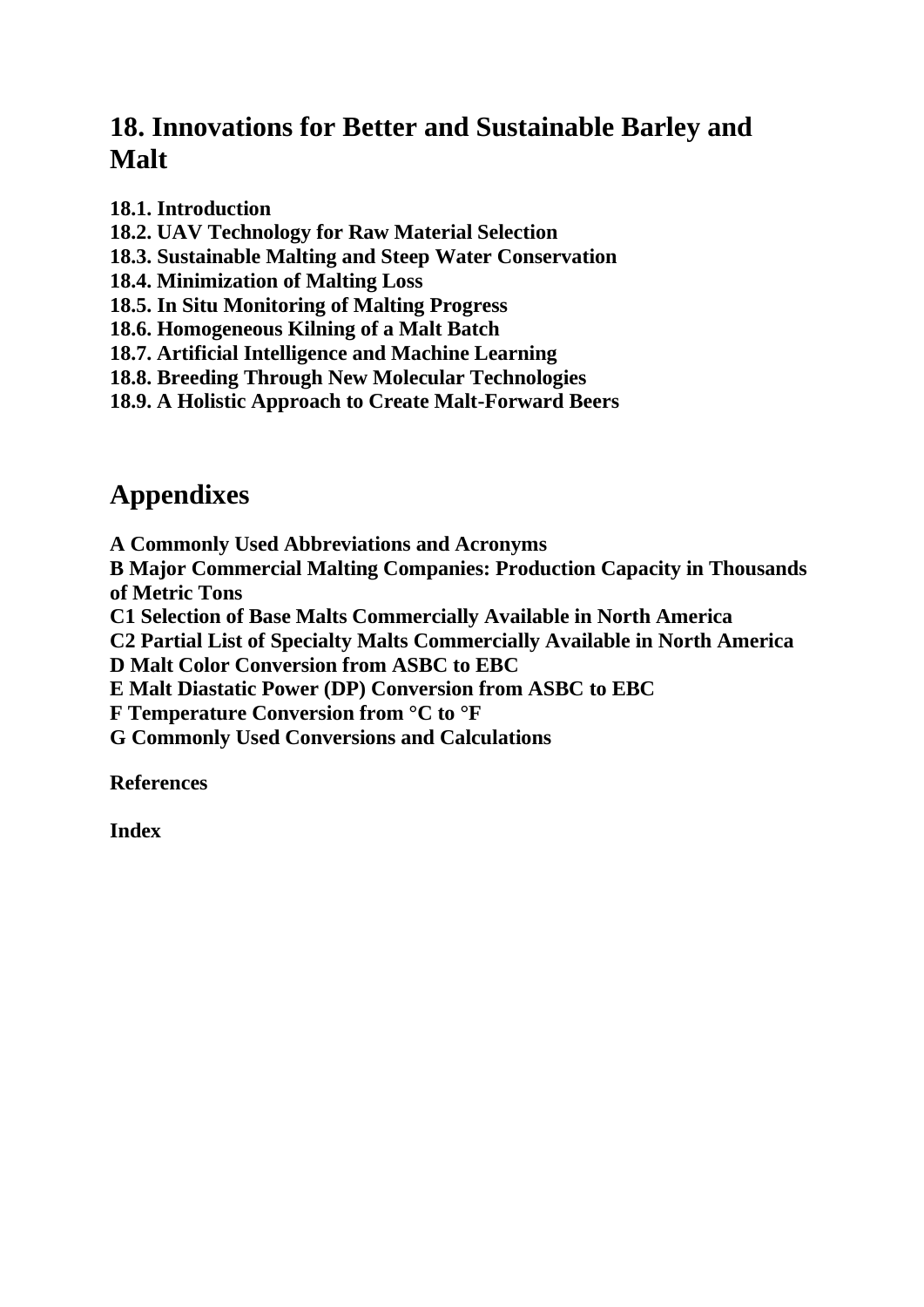## 18. Innovations for Better and Sustainable Barley and Malt

**18.1. Introduction**
**18.2. UAV Technology for Raw Material Selection**
**18.3. Sustainable Malting and Steep Water Conservation**
**18.4. Minimization of Malting Loss**
**18.5. In Situ Monitoring of Malting Progress**
**18.6. Homogeneous Kilning of a Malt Batch**
**18.7. Artificial Intelligence and Machine Learning**
**18.8. Breeding Through New Molecular Technologies**
**18.9. A Holistic Approach to Create Malt-Forward Beers**

## Appendixes

**A Commonly Used Abbreviations and Acronyms**
**B Major Commercial Malting Companies: Production Capacity in Thousands of Metric Tons**
**C1 Selection of Base Malts Commercially Available in North America**
**C2 Partial List of Specialty Malts Commercially Available in North America**
**D Malt Color Conversion from ASBC to EBC**
**E Malt Diastatic Power (DP) Conversion from ASBC to EBC**
**F Temperature Conversion from °C to °F**
**G Commonly Used Conversions and Calculations**

**References**

**Index**